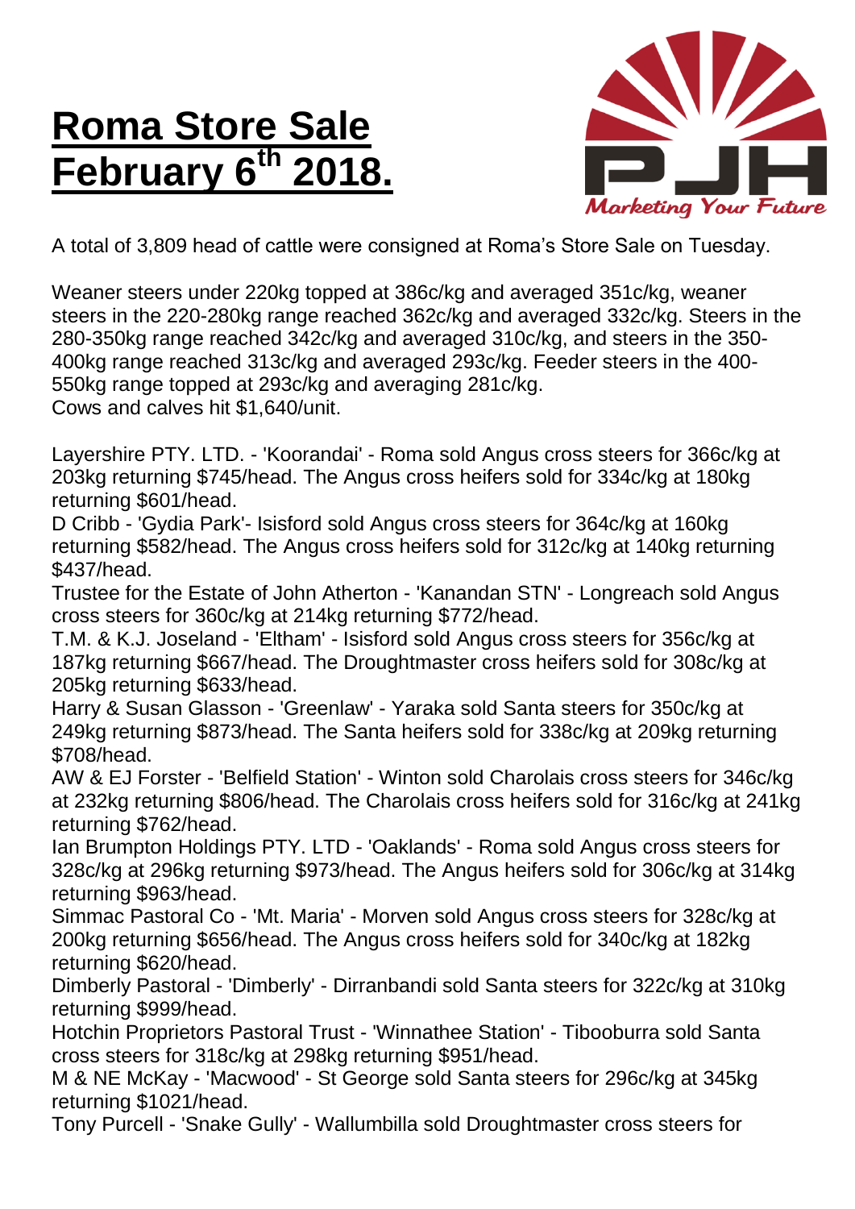# Roma Store Sale February 6th 2018.

A total of 3,809 head of cattle were consigned at Roma's Store Sale on Tuesday.

Weaner steers under 220kg topped at 386c/kg and averaged 351c/kg, weaner steers in the 220-280kg range reached 362c/kg and averaged 332c/kg. Steers in the 280-350kg range reached 342c/kg and averaged 310c/kg, and steers in the 350-400kg range reached 313c/kg and averaged 293c/kg. Feeder steers in the 400-550kg range topped at 293c/kg and averaging 281c/kg.
Cows and calves hit $1,640/unit.

Layershire PTY. LTD. - 'Koorandai' - Roma sold Angus cross steers for 366c/kg at 203kg returning $745/head. The Angus cross heifers sold for 334c/kg at 180kg returning $601/head.
D Cribb - 'Gydia Park'- Isisford sold Angus cross steers for 364c/kg at 160kg returning $582/head. The Angus cross heifers sold for 312c/kg at 140kg returning $437/head.
Trustee for the Estate of John Atherton - 'Kanandan STN' - Longreach sold Angus cross steers for 360c/kg at 214kg returning $772/head.
T.M. & K.J. Joseland - 'Eltham' - Isisford sold Angus cross steers for 356c/kg at 187kg returning $667/head. The Droughtmaster cross heifers sold for 308c/kg at 205kg returning $633/head.
Harry & Susan Glasson - 'Greenlaw' - Yaraka sold Santa steers for 350c/kg at 249kg returning $873/head. The Santa heifers sold for 338c/kg at 209kg returning $708/head.
AW & EJ Forster - 'Belfield Station' - Winton sold Charolais cross steers for 346c/kg at 232kg returning $806/head. The Charolais cross heifers sold for 316c/kg at 241kg returning $762/head.
Ian Brumpton Holdings PTY. LTD - 'Oaklands' - Roma sold Angus cross steers for 328c/kg at 296kg returning $973/head. The Angus heifers sold for 306c/kg at 314kg returning $963/head.
Simmac Pastoral Co - 'Mt. Maria' - Morven sold Angus cross steers for 328c/kg at 200kg returning $656/head. The Angus cross heifers sold for 340c/kg at 182kg returning $620/head.
Dimberly Pastoral - 'Dimberly' - Dirranbandi sold Santa steers for 322c/kg at 310kg returning $999/head.
Hotchin Proprietors Pastoral Trust - 'Winnathee Station' - Tibooburra sold Santa cross steers for 318c/kg at 298kg returning $951/head.
M & NE McKay - 'Macwood' - St George sold Santa steers for 296c/kg at 345kg returning $1021/head.
Tony Purcell - 'Snake Gully' - Wallumbilla sold Droughtmaster cross steers for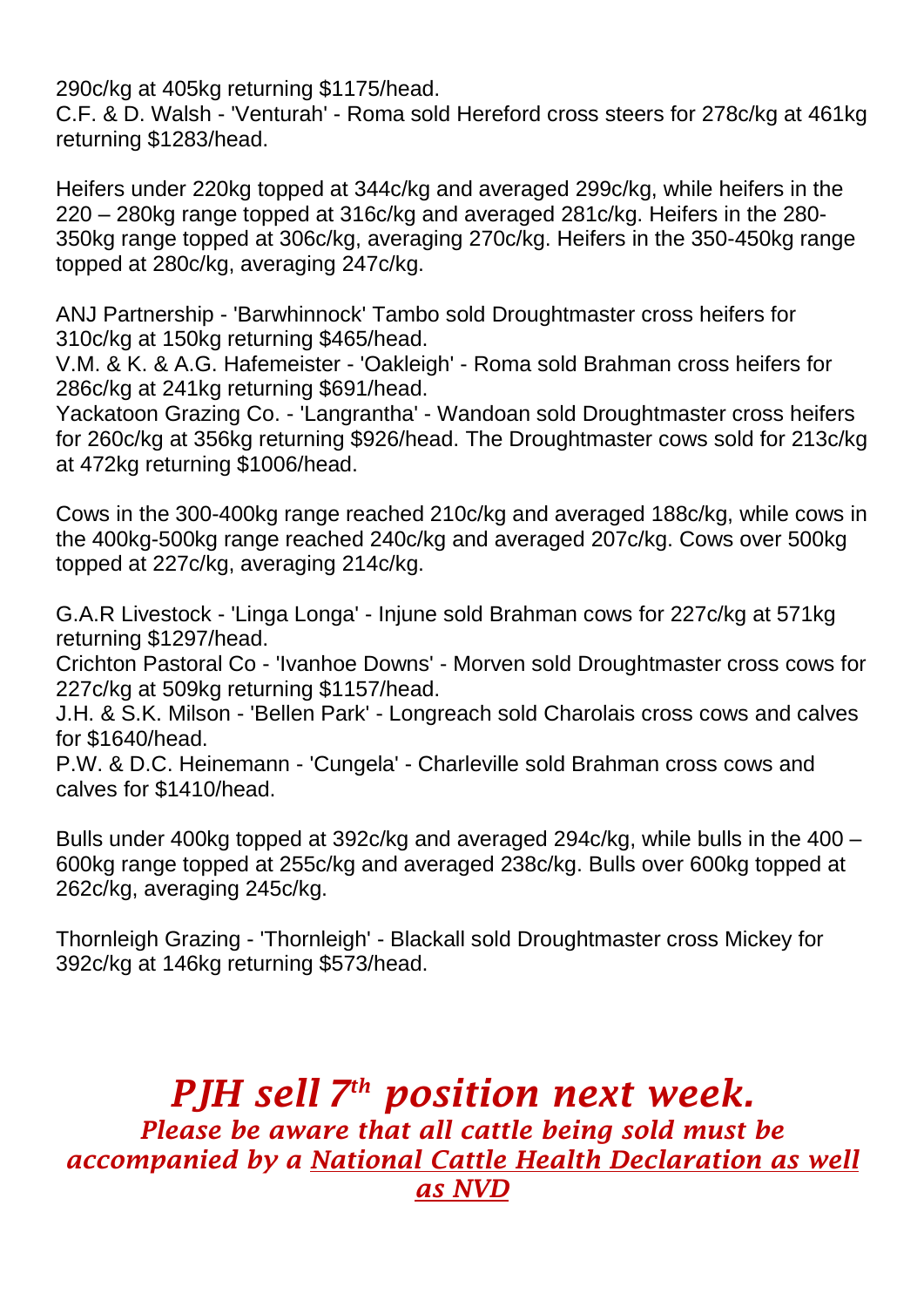290c/kg at 405kg returning $1175/head.
C.F. & D. Walsh - 'Venturah' - Roma sold Hereford cross steers for 278c/kg at 461kg returning $1283/head.

Heifers under 220kg topped at 344c/kg and averaged 299c/kg, while heifers in the 220 – 280kg range topped at 316c/kg and averaged 281c/kg. Heifers in the 280-350kg range topped at 306c/kg, averaging 270c/kg. Heifers in the 350-450kg range topped at 280c/kg, averaging 247c/kg.

ANJ Partnership - 'Barwhinnock' Tambo sold Droughtmaster cross heifers for 310c/kg at 150kg returning $465/head.
V.M. & K. & A.G. Hafemeister - 'Oakleigh' - Roma sold Brahman cross heifers for 286c/kg at 241kg returning $691/head.
Yackatoon Grazing Co. - 'Langrantha' - Wandoan sold Droughtmaster cross heifers for 260c/kg at 356kg returning $926/head. The Droughtmaster cows sold for 213c/kg at 472kg returning $1006/head.

Cows in the 300-400kg range reached 210c/kg and averaged 188c/kg, while cows in the 400kg-500kg range reached 240c/kg and averaged 207c/kg. Cows over 500kg topped at 227c/kg, averaging 214c/kg.

G.A.R Livestock - 'Linga Longa' - Injune sold Brahman cows for 227c/kg at 571kg returning $1297/head.
Crichton Pastoral Co - 'Ivanhoe Downs' - Morven sold Droughtmaster cross cows for 227c/kg at 509kg returning $1157/head.
J.H. & S.K. Milson - 'Bellen Park' - Longreach sold Charolais cross cows and calves for $1640/head.
P.W. & D.C. Heinemann - 'Cungela' - Charleville sold Brahman cross cows and calves for $1410/head.

Bulls under 400kg topped at 392c/kg and averaged 294c/kg, while bulls in the 400 – 600kg range topped at 255c/kg and averaged 238c/kg. Bulls over 600kg topped at 262c/kg, averaging 245c/kg.

Thornleigh Grazing - 'Thornleigh' - Blackall sold Droughtmaster cross Mickey for 392c/kg at 146kg returning $573/head.

## *PJH sell 7th position next week.*

***Please be aware that all cattle being sold must be accompanied by a National Cattle Health Declaration as well as NVD***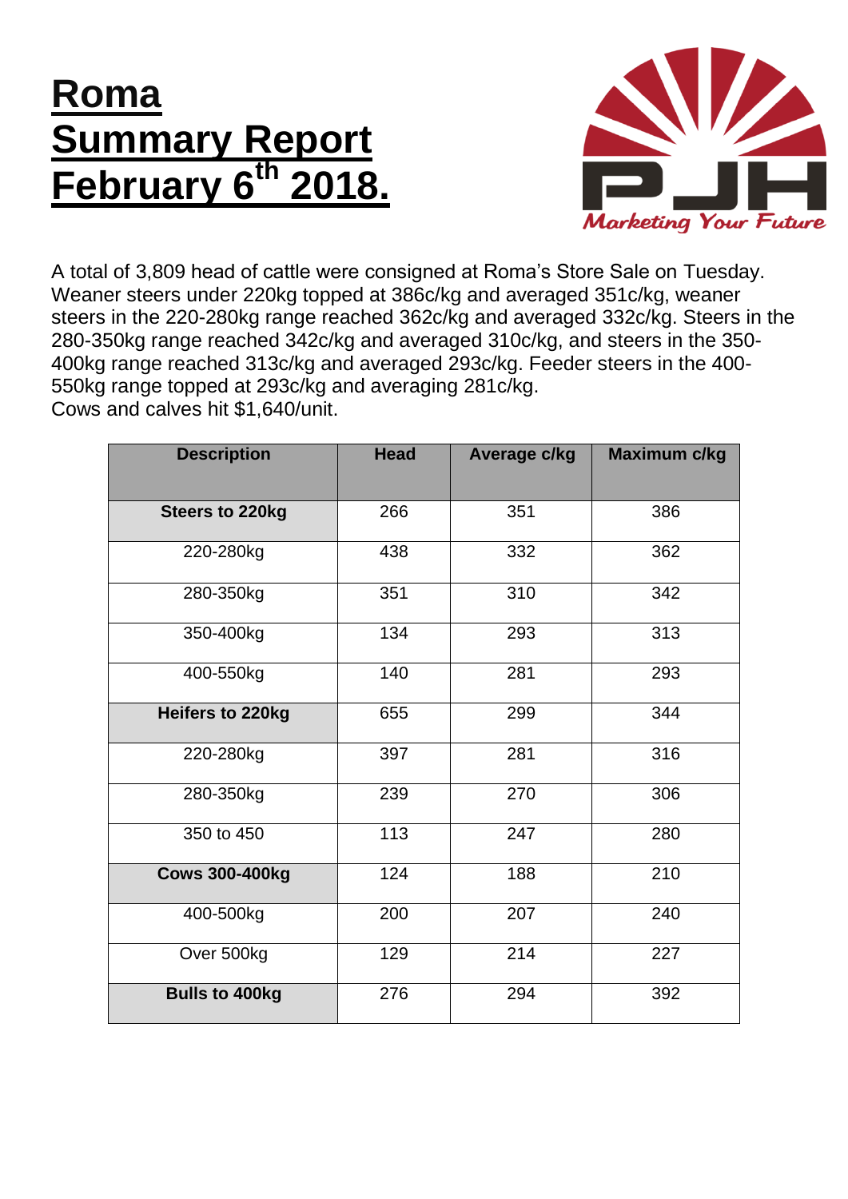# Roma Summary Report February 6th 2018.

Marketing Your Future

A total of 3,809 head of cattle were consigned at Roma's Store Sale on Tuesday. Weaner steers under 220kg topped at 386c/kg and averaged 351c/kg, weaner steers in the 220-280kg range reached 362c/kg and averaged 332c/kg. Steers in the 280-350kg range reached 342c/kg and averaged 310c/kg, and steers in the 350-400kg range reached 313c/kg and averaged 293c/kg. Feeder steers in the 400-550kg range topped at 293c/kg and averaging 281c/kg.
Cows and calves hit $1,640/unit.

| Description | Head | Average c/kg | Maximum c/kg |
|---|---|---|---|
| **Steers to 220kg** | 266 | 351 | 386 |
| 220-280kg | 438 | 332 | 362 |
| 280-350kg | 351 | 310 | 342 |
| 350-400kg | 134 | 293 | 313 |
| 400-550kg | 140 | 281 | 293 |
| **Heifers to 220kg** | 655 | 299 | 344 |
| 220-280kg | 397 | 281 | 316 |
| 280-350kg | 239 | 270 | 306 |
| 350 to 450 | 113 | 247 | 280 |
| **Cows 300-400kg** | 124 | 188 | 210 |
| 400-500kg | 200 | 207 | 240 |
| Over 500kg | 129 | 214 | 227 |
| **Bulls to 400kg** | 276 | 294 | 392 |